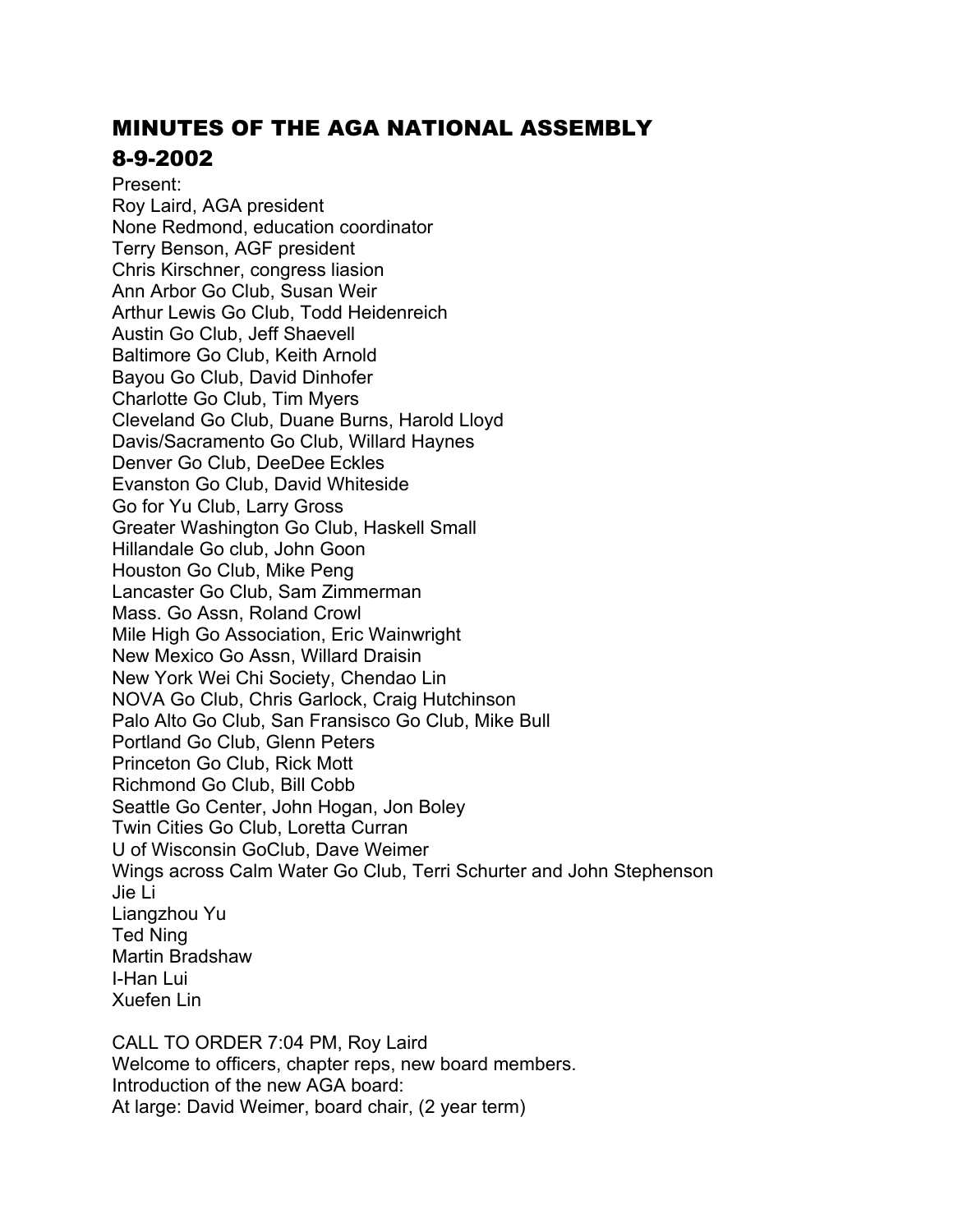# MINUTES OF THE AGA NATIONAL ASSEMBLY

## 8-9-2002

Present:
Roy Laird, AGA president
None Redmond, education coordinator
Terry Benson, AGF president
Chris Kirschner, congress liasion
Ann Arbor Go Club, Susan Weir
Arthur Lewis Go Club, Todd Heidenreich
Austin Go Club, Jeff Shaevell
Baltimore Go Club, Keith Arnold
Bayou Go Club, David Dinhofer
Charlotte Go Club, Tim Myers
Cleveland Go Club, Duane Burns, Harold Lloyd
Davis/Sacramento Go Club, Willard Haynes
Denver Go Club, DeeDee Eckles
Evanston Go Club, David Whiteside
Go for Yu Club, Larry Gross
Greater Washington Go Club, Haskell Small
Hillandale Go club, John Goon
Houston Go Club, Mike Peng
Lancaster Go Club, Sam Zimmerman
Mass. Go Assn, Roland Crowl
Mile High Go Association, Eric Wainwright
New Mexico Go Assn, Willard Draisin
New York Wei Chi Society, Chendao Lin
NOVA Go Club, Chris Garlock, Craig Hutchinson
Palo Alto Go Club, San Fransisco Go Club, Mike Bull
Portland Go Club, Glenn Peters
Princeton Go Club, Rick Mott
Richmond Go Club, Bill Cobb
Seattle Go Center, John Hogan, Jon Boley
Twin Cities Go Club, Loretta Curran
U of Wisconsin GoClub, Dave Weimer
Wings across Calm Water Go Club, Terri Schurter and John Stephenson
Jie Li
Liangzhou Yu
Ted Ning
Martin Bradshaw
I-Han Lui
Xuefen Lin

CALL TO ORDER 7:04 PM, Roy Laird
Welcome to officers, chapter reps, new board members.
Introduction of the new AGA board:
At large: David Weimer, board chair, (2 year term)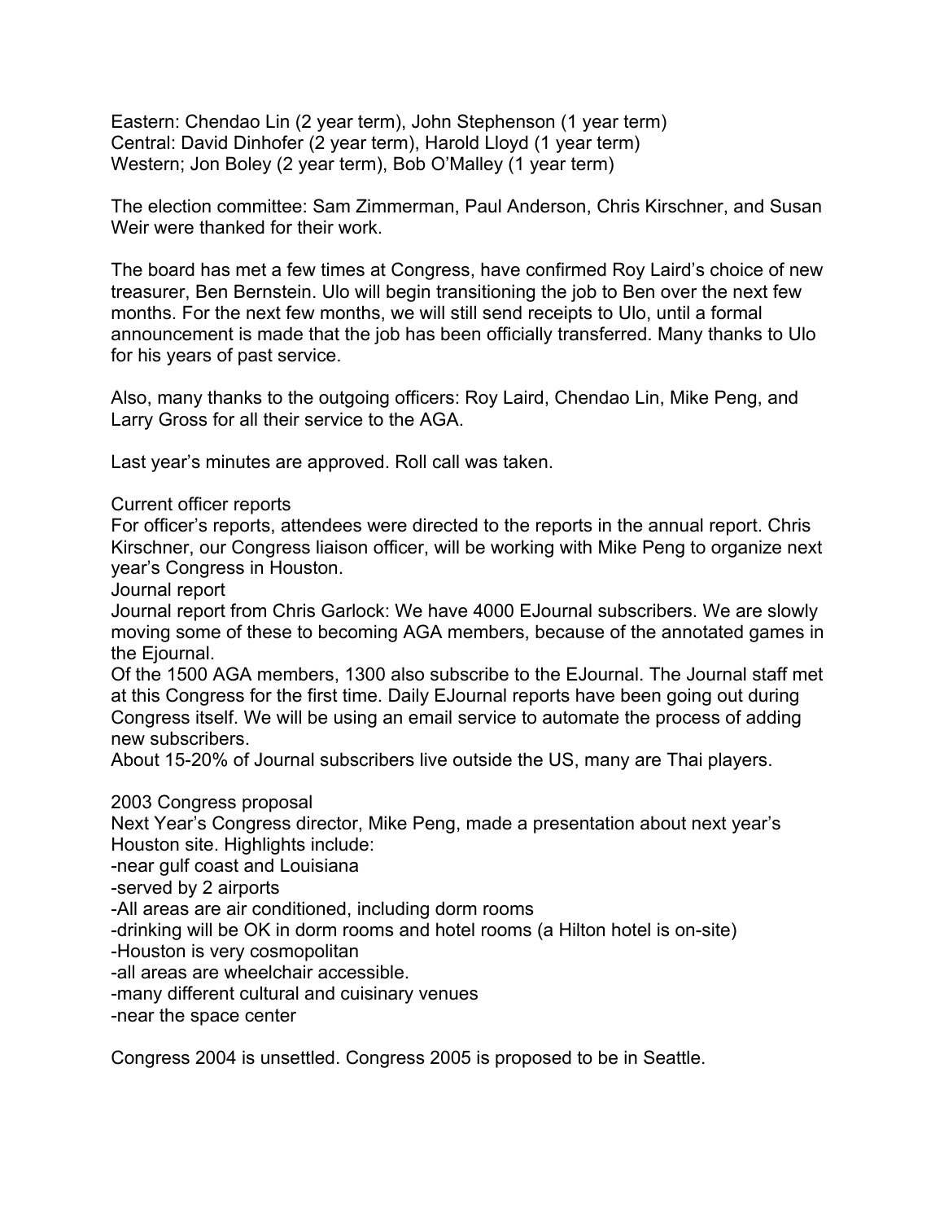Eastern: Chendao Lin (2 year term), John Stephenson (1 year term)
Central: David Dinhofer (2 year term), Harold Lloyd (1 year term)
Western; Jon Boley (2 year term), Bob O'Malley (1 year term)

The election committee: Sam Zimmerman, Paul Anderson, Chris Kirschner, and Susan Weir were thanked for their work.

The board has met a few times at Congress, have confirmed Roy Laird's choice of new treasurer, Ben Bernstein. Ulo will begin transitioning the job to Ben over the next few months. For the next few months, we will still send receipts to Ulo, until a formal announcement is made that the job has been officially transferred. Many thanks to Ulo for his years of past service.

Also, many thanks to the outgoing officers: Roy Laird, Chendao Lin, Mike Peng, and Larry Gross for all their service to the AGA.

Last year's minutes are approved. Roll call was taken.

Current officer reports
For officer's reports, attendees were directed to the reports in the annual report. Chris Kirschner, our Congress liaison officer, will be working with Mike Peng to organize next year's Congress in Houston.
Journal report
Journal report from Chris Garlock: We have 4000 EJournal subscribers. We are slowly moving some of these to becoming AGA members, because of the annotated games in the Ejournal.
Of the 1500 AGA members, 1300 also subscribe to the EJournal. The Journal staff met at this Congress for the first time. Daily EJournal reports have been going out during Congress itself. We will be using an email service to automate the process of adding new subscribers.
About 15-20% of Journal subscribers live outside the US, many are Thai players.

2003 Congress proposal
Next Year's Congress director, Mike Peng, made a presentation about next year's Houston site. Highlights include:
-near gulf coast and Louisiana
-served by 2 airports
-All areas are air conditioned, including dorm rooms
-drinking will be OK in dorm rooms and hotel rooms (a Hilton hotel is on-site)
-Houston is very cosmopolitan
-all areas are wheelchair accessible.
-many different cultural and cuisinary venues
-near the space center

Congress 2004 is unsettled. Congress 2005 is proposed to be in Seattle.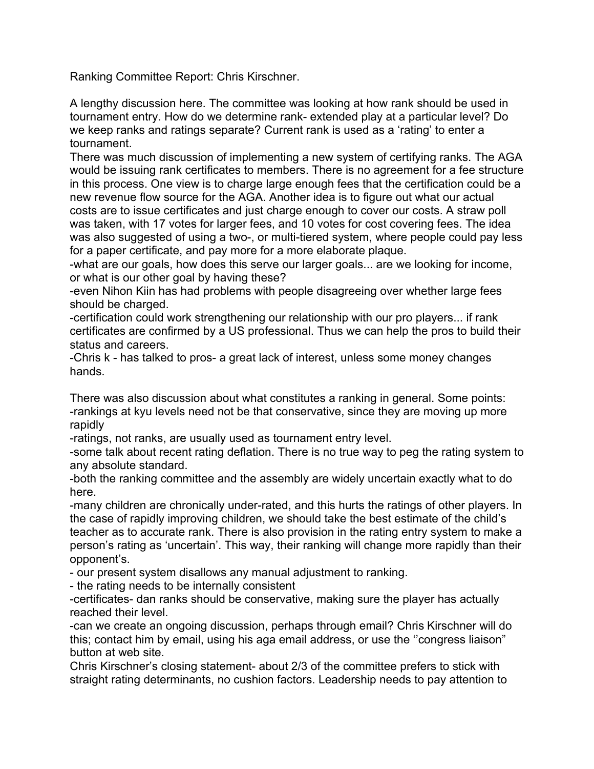Ranking Committee Report: Chris Kirschner.

A lengthy discussion here. The committee was looking at how rank should be used in tournament entry. How do we determine rank- extended play at a particular level? Do we keep ranks and ratings separate? Current rank is used as a 'rating' to enter a tournament.

There was much discussion of implementing a new system of certifying ranks. The AGA would be issuing rank certificates to members. There is no agreement for a fee structure in this process. One view is to charge large enough fees that the certification could be a new revenue flow source for the AGA. Another idea is to figure out what our actual costs are to issue certificates and just charge enough to cover our costs. A straw poll was taken, with 17 votes for larger fees, and 10 votes for cost covering fees. The idea was also suggested of using a two-, or multi-tiered system, where people could pay less for a paper certificate, and pay more for a more elaborate plaque.

-what are our goals, how does this serve our larger goals... are we looking for income, or what is our other goal by having these?

-even Nihon Kiin has had problems with people disagreeing over whether large fees should be charged.

-certification could work strengthening our relationship with our pro players... if rank certificates are confirmed by a US professional. Thus we can help the pros to build their status and careers.

-Chris k - has talked to pros- a great lack of interest, unless some money changes hands.

There was also discussion about what constitutes a ranking in general. Some points:

-rankings at kyu levels need not be that conservative, since they are moving up more rapidly

-ratings, not ranks, are usually used as tournament entry level.

-some talk about recent rating deflation. There is no true way to peg the rating system to any absolute standard.

-both the ranking committee and the assembly are widely uncertain exactly what to do here.

-many children are chronically under-rated, and this hurts the ratings of other players. In the case of rapidly improving children, we should take the best estimate of the child's teacher as to accurate rank. There is also provision in the rating entry system to make a person's rating as 'uncertain'. This way, their ranking will change more rapidly than their opponent's.

- our present system disallows any manual adjustment to ranking.

- the rating needs to be internally consistent

-certificates- dan ranks should be conservative, making sure the player has actually reached their level.

-can we create an ongoing discussion, perhaps through email? Chris Kirschner will do this; contact him by email, using his aga email address, or use the ''congress liaison" button at web site.

Chris Kirschner's closing statement- about 2/3 of the committee prefers to stick with straight rating determinants, no cushion factors. Leadership needs to pay attention to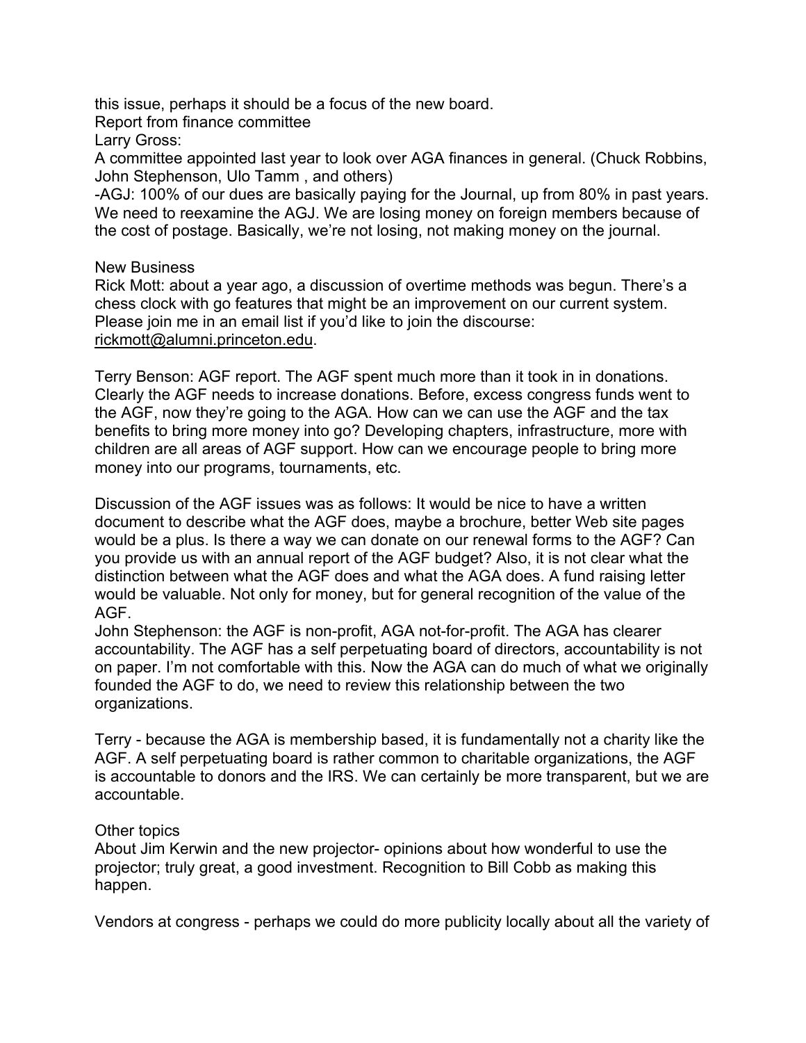this issue, perhaps it should be a focus of the new board.

Report from finance committee

Larry Gross:

A committee appointed last year to look over AGA finances in general. (Chuck Robbins, John Stephenson, Ulo Tamm , and others)

-AGJ: 100% of our dues are basically paying for the Journal, up from 80% in past years. We need to reexamine the AGJ. We are losing money on foreign members because of the cost of postage. Basically, we're not losing, not making money on the journal.

New Business

Rick Mott: about a year ago, a discussion of overtime methods was begun. There's a chess clock with go features that might be an improvement on our current system. Please join me in an email list if you'd like to join the discourse: rickmott@alumni.princeton.edu.

Terry Benson: AGF report. The AGF spent much more than it took in in donations. Clearly the AGF needs to increase donations. Before, excess congress funds went to the AGF, now they're going to the AGA. How can we can use the AGF and the tax benefits to bring more money into go? Developing chapters, infrastructure, more with children are all areas of AGF support. How can we encourage people to bring more money into our programs, tournaments, etc.

Discussion of the AGF issues was as follows: It would be nice to have a written document to describe what the AGF does, maybe a brochure, better Web site pages would be a plus. Is there a way we can donate on our renewal forms to the AGF? Can you provide us with an annual report of the AGF budget? Also, it is not clear what the distinction between what the AGF does and what the AGA does. A fund raising letter would be valuable. Not only for money, but for general recognition of the value of the AGF.

John Stephenson: the AGF is non-profit, AGA not-for-profit. The AGA has clearer accountability. The AGF has a self perpetuating board of directors, accountability is not on paper. I'm not comfortable with this. Now the AGA can do much of what we originally founded the AGF to do, we need to review this relationship between the two organizations.

Terry - because the AGA is membership based, it is fundamentally not a charity like the AGF. A self perpetuating board is rather common to charitable organizations, the AGF is accountable to donors and the IRS. We can certainly be more transparent, but we are accountable.

Other topics

About Jim Kerwin and the new projector- opinions about how wonderful to use the projector; truly great, a good investment. Recognition to Bill Cobb as making this happen.

Vendors at congress - perhaps we could do more publicity locally about all the variety of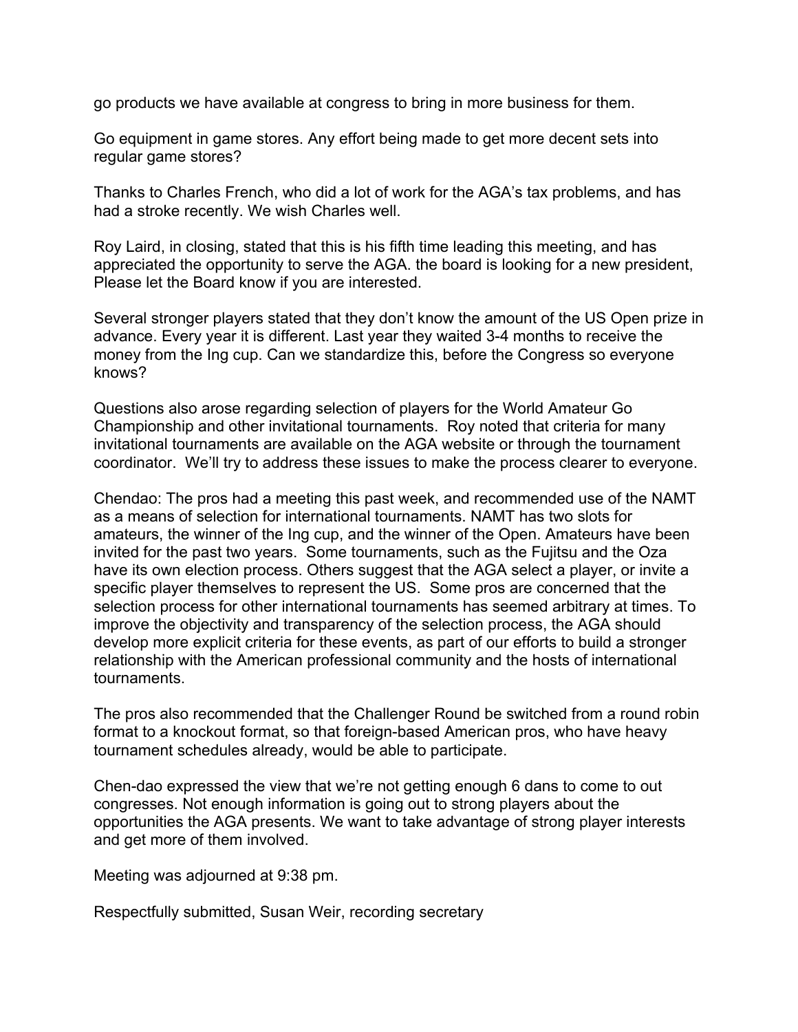go products we have available at congress to bring in more business for them.

Go equipment in game stores. Any effort being made to get more decent sets into regular game stores?

Thanks to Charles French, who did a lot of work for the AGA's tax problems, and has had a stroke recently. We wish Charles well.

Roy Laird, in closing, stated that this is his fifth time leading this meeting, and has appreciated the opportunity to serve the AGA. the board is looking for a new president, Please let the Board know if you are interested.

Several stronger players stated that they don't know the amount of the US Open prize in advance. Every year it is different. Last year they waited 3-4 months to receive the money from the Ing cup. Can we standardize this, before the Congress so everyone knows?

Questions also arose regarding selection of players for the World Amateur Go Championship and other invitational tournaments. Roy noted that criteria for many invitational tournaments are available on the AGA website or through the tournament coordinator. We'll try to address these issues to make the process clearer to everyone.

Chendao: The pros had a meeting this past week, and recommended use of the NAMT as a means of selection for international tournaments. NAMT has two slots for amateurs, the winner of the Ing cup, and the winner of the Open. Amateurs have been invited for the past two years. Some tournaments, such as the Fujitsu and the Oza have its own election process. Others suggest that the AGA select a player, or invite a specific player themselves to represent the US. Some pros are concerned that the selection process for other international tournaments has seemed arbitrary at times. To improve the objectivity and transparency of the selection process, the AGA should develop more explicit criteria for these events, as part of our efforts to build a stronger relationship with the American professional community and the hosts of international tournaments.

The pros also recommended that the Challenger Round be switched from a round robin format to a knockout format, so that foreign-based American pros, who have heavy tournament schedules already, would be able to participate.

Chen-dao expressed the view that we're not getting enough 6 dans to come to out congresses. Not enough information is going out to strong players about the opportunities the AGA presents. We want to take advantage of strong player interests and get more of them involved.

Meeting was adjourned at 9:38 pm.

Respectfully submitted, Susan Weir, recording secretary